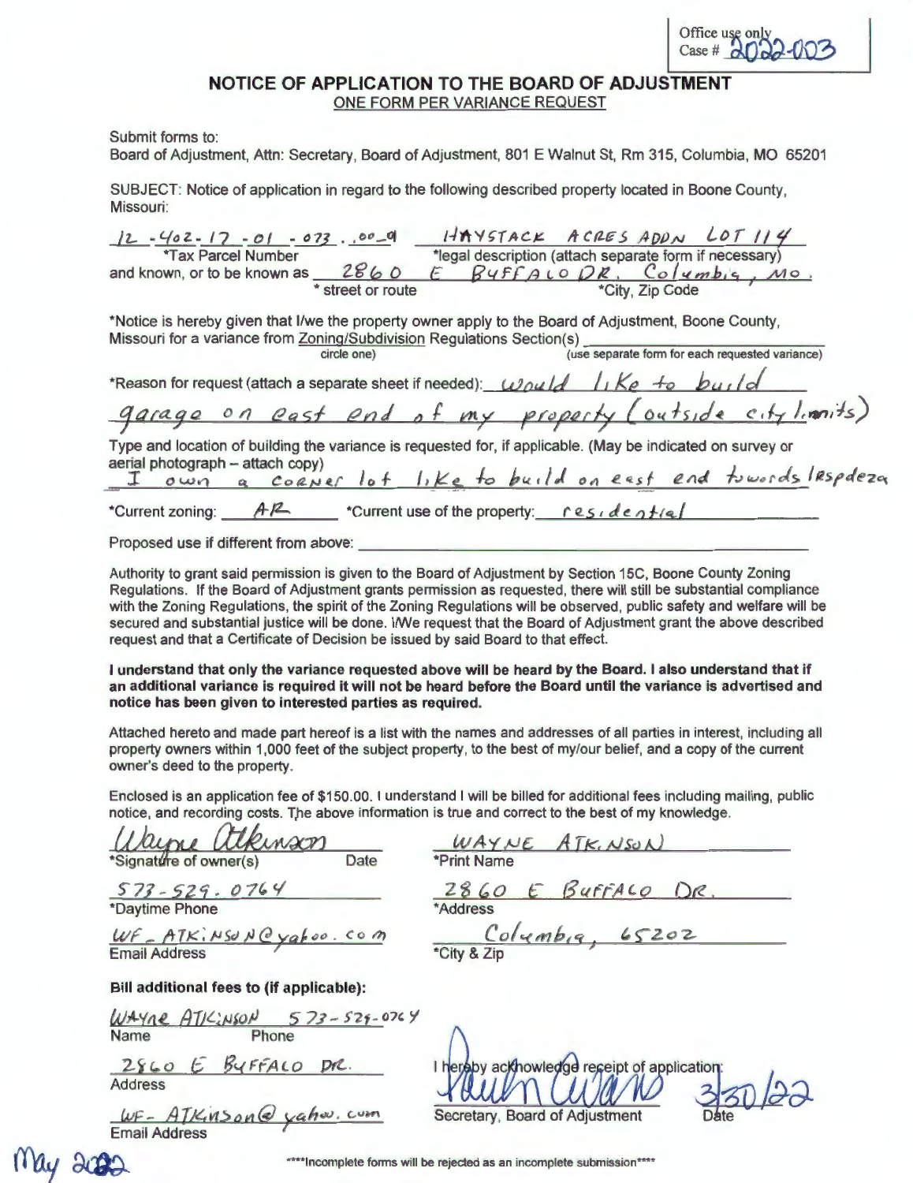Office use only
Case # 2022-003

## NOTICE OF APPLICATION TO THE BOARD OF ADJUSTMENT

ONE FORM PER VARIANCE REQUEST

Submit forms to:
Board of Adjustment, Attn: Secretary, Board of Adjustment, 801 E Walnut St, Rm 315, Columbia, MO 65201

SUBJECT: Notice of application in regard to the following described property located in Boone County, Missouri:

12-402-17-01-073.00-9 — HAYSTACK ACRES ADDN LOT 114
*Tax Parcel Number — *legal description (attach separate form if necessary)

and known, or to be known as 2860 E BUFFALO DR. Columbia, MO.
* street or route — *City, Zip Code

*Notice is hereby given that I/we the property owner apply to the Board of Adjustment, Boone County, Missouri for a variance from Zoning/Subdivision Regulations Section(s) ______
circle one) (use separate form for each requested variance)

*Reason for request (attach a separate sheet if needed): would like to build garage on east end of my property (outside city limits)

Type and location of building the variance is requested for, if applicable. (May be indicated on survey or aerial photograph – attach copy)
I own a corner lot like to build on east end towords lespdeza

*Current zoning: AR *Current use of the property: residential

Proposed use if different from above: ______

Authority to grant said permission is given to the Board of Adjustment by Section 15C, Boone County Zoning Regulations. If the Board of Adjustment grants permission as requested, there will still be substantial compliance with the Zoning Regulations, the spirit of the Zoning Regulations will be observed, public safety and welfare will be secured and substantial justice will be done. I/We request that the Board of Adjustment grant the above described request and that a Certificate of Decision be issued by said Board to that effect.

**I understand that only the variance requested above will be heard by the Board. I also understand that if an additional variance is required it will not be heard before the Board until the variance is advertised and notice has been given to interested parties as required.**

Attached hereto and made part hereof is a list with the names and addresses of all parties in interest, including all property owners within 1,000 feet of the subject property, to the best of my/our belief, and a copy of the current owner's deed to the property.

Enclosed is an application fee of $150.00. I understand I will be billed for additional fees including mailing, public notice, and recording costs. The above information is true and correct to the best of my knowledge.

Wayne Atkinson
*Signature of owner(s) Date

WAYNE ATKINSON
*Print Name

573-529-0764
*Daytime Phone

2860 E BUFFALO DR.
*Address

WF_ATKINSON@yahoo.com
Email Address

Columbia, 65202
*City & Zip

**Bill additional fees to (if applicable):**

WAYNE ATKINSON 573-529-0764
Name Phone

2860 E BUFFALO DR.
Address

WF-ATKinson@yahoo.com
Email Address

I hereby acknowledge receipt of application: [signature] 3/30/22
Secretary, Board of Adjustment Date

May 2022

\*\*\*\*Incomplete forms will be rejected as an incomplete submission\*\*\*\*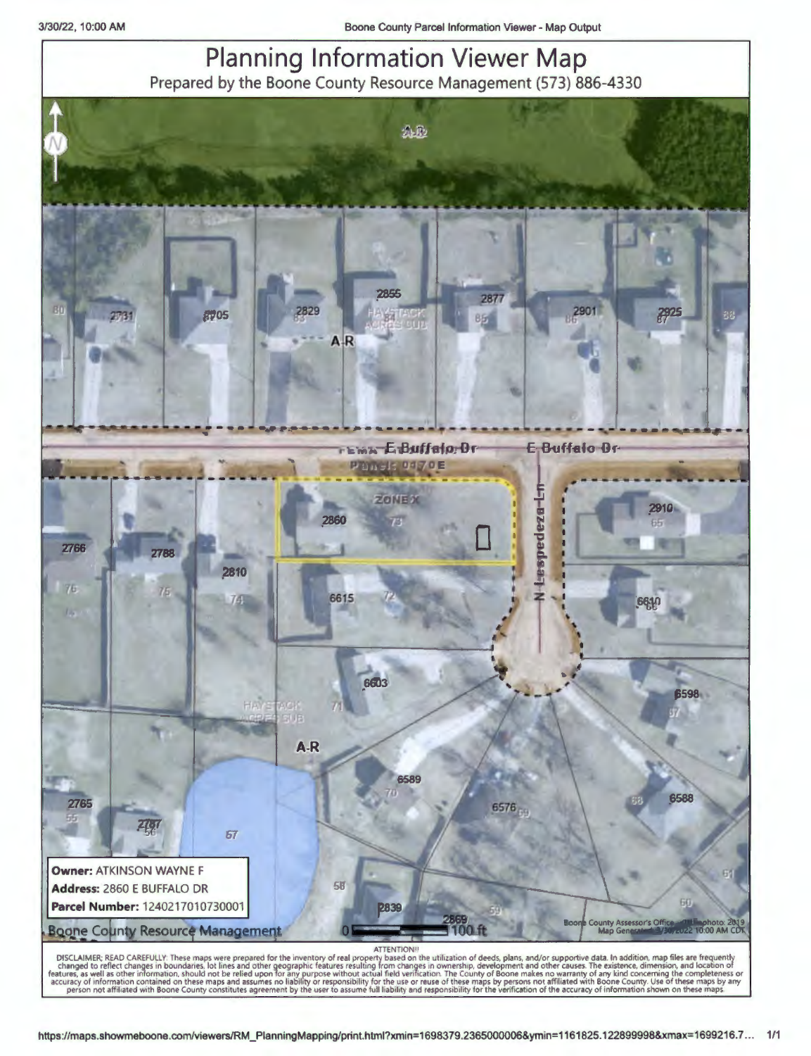# Planning Information Viewer Map

Prepared by the Boone County Resource Management (573) 886-4330

A-R

2731

2705

2829

2855

HAYSTACK ACRES SUB

2877

2901

2925

A-R

E Buffalo Dr

E Buffalo Dr

FEMA Panel: 0170E

ZONE X

2860

73

N Lespedeza Ln

2910

65

2766

2788

2810

74

6615

72

6610

6603

HAYSTACK ACRES SUB

71

A-R

6598

6589

70

6576

6588

2765

2787

57

58

2839

2869

**Owner:** ATKINSON WAYNE F

**Address:** 2860 E BUFFALO DR

**Parcel Number:** 1240217010730001

Boone County Resource Management

0 100 ft

Boone County Assessor's Office - Orthophoto: 2019
Map Generated: 3/30/2022 10:00 AM CDT

ATTENTION!!

DISCLAIMER: READ CAREFULLY: These maps were prepared for the inventory of real property based on the utilization of deeds, plans, and/or supportive data. In addition, map files are frequently changed to reflect changes in boundaries, lot lines and other geographic features resulting from changes in ownership, development and other causes. The existence, dimension, and location of features, as well as other information, should not be relied upon for any purpose without actual field verification. The County of Boone makes no warranty of any kind concerning the completeness or accuracy of information contained on these maps and assumes no liability or responsibility for the use or reuse of these maps by persons not affiliated with Boone County. Use of these maps by any person not affiliated with Boone County constitutes agreement by the user to assume full liability and responsibility for the verification of the accuracy of information shown on these maps.